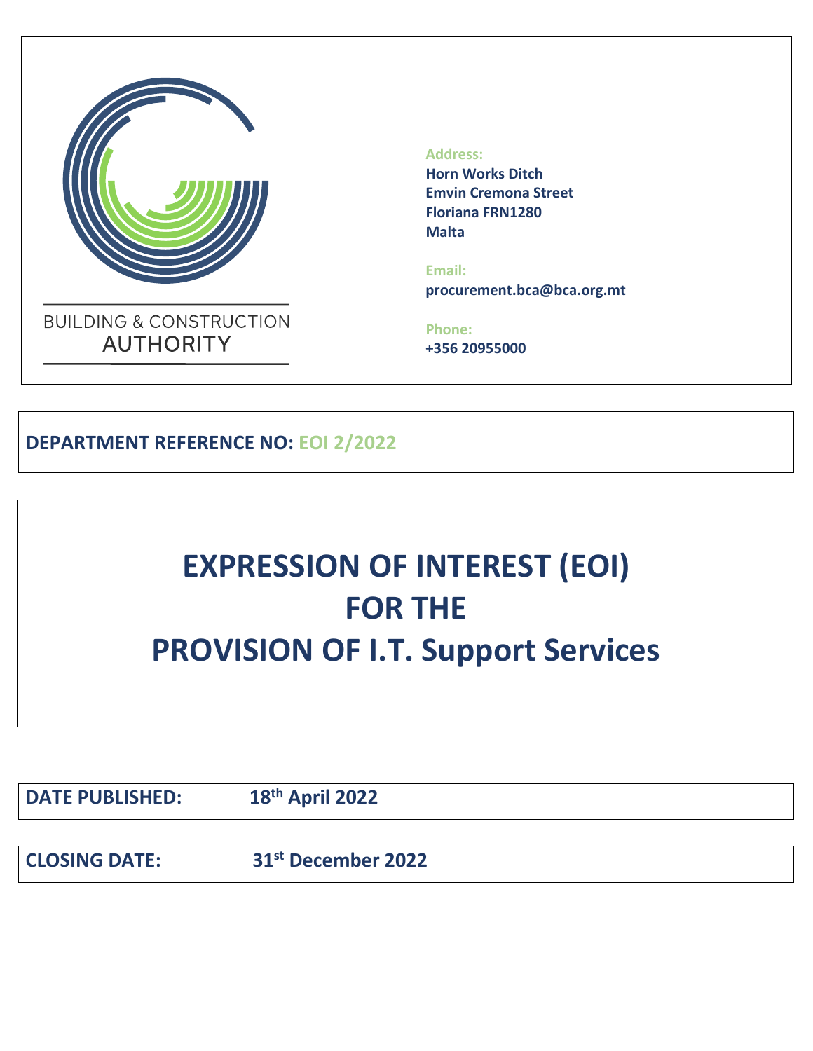BUILDING & CONSTRUCTION
AUTHORITY

**Address:**
**Horn Works Ditch**
**Emvin Cremona Street**
**Floriana FRN1280**
**Malta**

**Email:**
**procurement.bca@bca.org.mt**

**Phone:**
**+356 20955000**

**DEPARTMENT REFERENCE NO: EOI 2/2022**

# EXPRESSION OF INTEREST (EOI) FOR THE PROVISION OF I.T. Support Services

**DATE PUBLISHED:** 18th April 2022

**CLOSING DATE:** 31st December 2022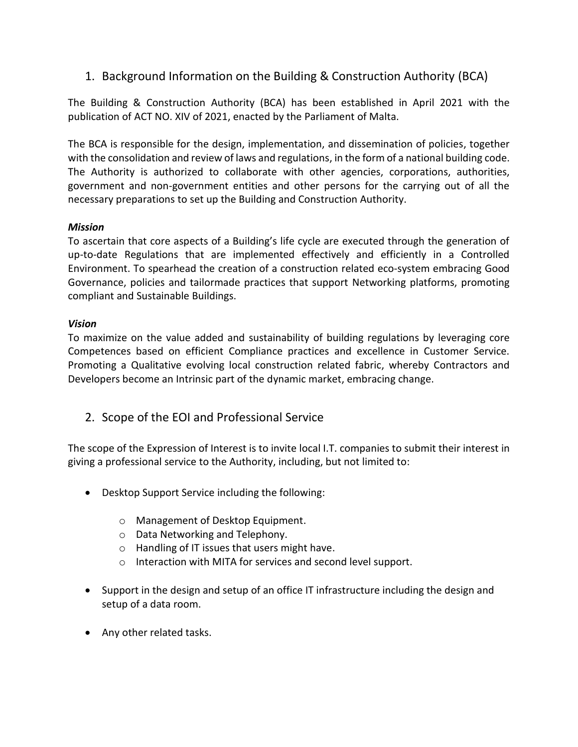## 1. Background Information on the Building & Construction Authority (BCA)

The Building & Construction Authority (BCA) has been established in April 2021 with the publication of ACT NO. XIV of 2021, enacted by the Parliament of Malta.

The BCA is responsible for the design, implementation, and dissemination of policies, together with the consolidation and review of laws and regulations, in the form of a national building code. The Authority is authorized to collaborate with other agencies, corporations, authorities, government and non-government entities and other persons for the carrying out of all the necessary preparations to set up the Building and Construction Authority.

***Mission***

To ascertain that core aspects of a Building's life cycle are executed through the generation of up-to-date Regulations that are implemented effectively and efficiently in a Controlled Environment. To spearhead the creation of a construction related eco-system embracing Good Governance, policies and tailormade practices that support Networking platforms, promoting compliant and Sustainable Buildings.

***Vision***

To maximize on the value added and sustainability of building regulations by leveraging core Competences based on efficient Compliance practices and excellence in Customer Service. Promoting a Qualitative evolving local construction related fabric, whereby Contractors and Developers become an Intrinsic part of the dynamic market, embracing change.

## 2. Scope of the EOI and Professional Service

The scope of the Expression of Interest is to invite local I.T. companies to submit their interest in giving a professional service to the Authority, including, but not limited to:

- Desktop Support Service including the following:
    - Management of Desktop Equipment.
    - Data Networking and Telephony.
    - Handling of IT issues that users might have.
    - Interaction with MITA for services and second level support.
- Support in the design and setup of an office IT infrastructure including the design and setup of a data room.
- Any other related tasks.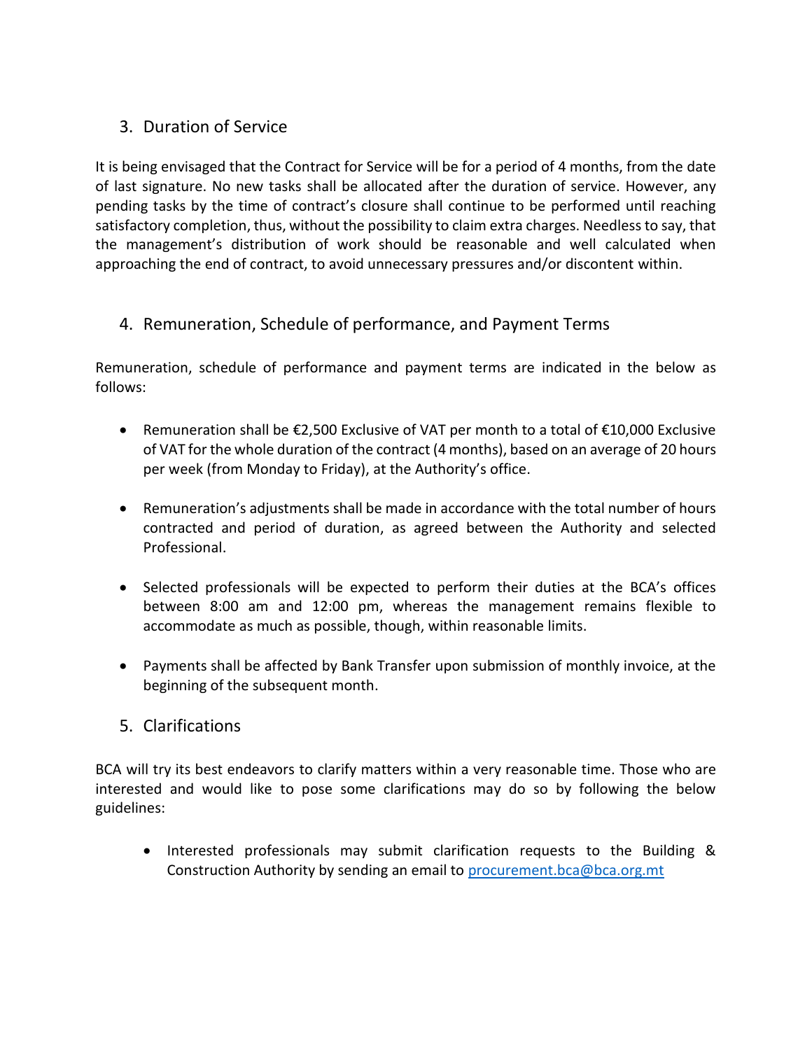## 3. Duration of Service

It is being envisaged that the Contract for Service will be for a period of 4 months, from the date of last signature. No new tasks shall be allocated after the duration of service. However, any pending tasks by the time of contract's closure shall continue to be performed until reaching satisfactory completion, thus, without the possibility to claim extra charges. Needless to say, that the management's distribution of work should be reasonable and well calculated when approaching the end of contract, to avoid unnecessary pressures and/or discontent within.

## 4. Remuneration, Schedule of performance, and Payment Terms

Remuneration, schedule of performance and payment terms are indicated in the below as follows:

- Remuneration shall be €2,500 Exclusive of VAT per month to a total of €10,000 Exclusive of VAT for the whole duration of the contract (4 months), based on an average of 20 hours per week (from Monday to Friday), at the Authority's office.
- Remuneration's adjustments shall be made in accordance with the total number of hours contracted and period of duration, as agreed between the Authority and selected Professional.
- Selected professionals will be expected to perform their duties at the BCA's offices between 8:00 am and 12:00 pm, whereas the management remains flexible to accommodate as much as possible, though, within reasonable limits.
- Payments shall be affected by Bank Transfer upon submission of monthly invoice, at the beginning of the subsequent month.

## 5. Clarifications

BCA will try its best endeavors to clarify matters within a very reasonable time. Those who are interested and would like to pose some clarifications may do so by following the below guidelines:

- Interested professionals may submit clarification requests to the Building & Construction Authority by sending an email to [procurement.bca@bca.org.mt](mailto:procurement.bca@bca.org.mt)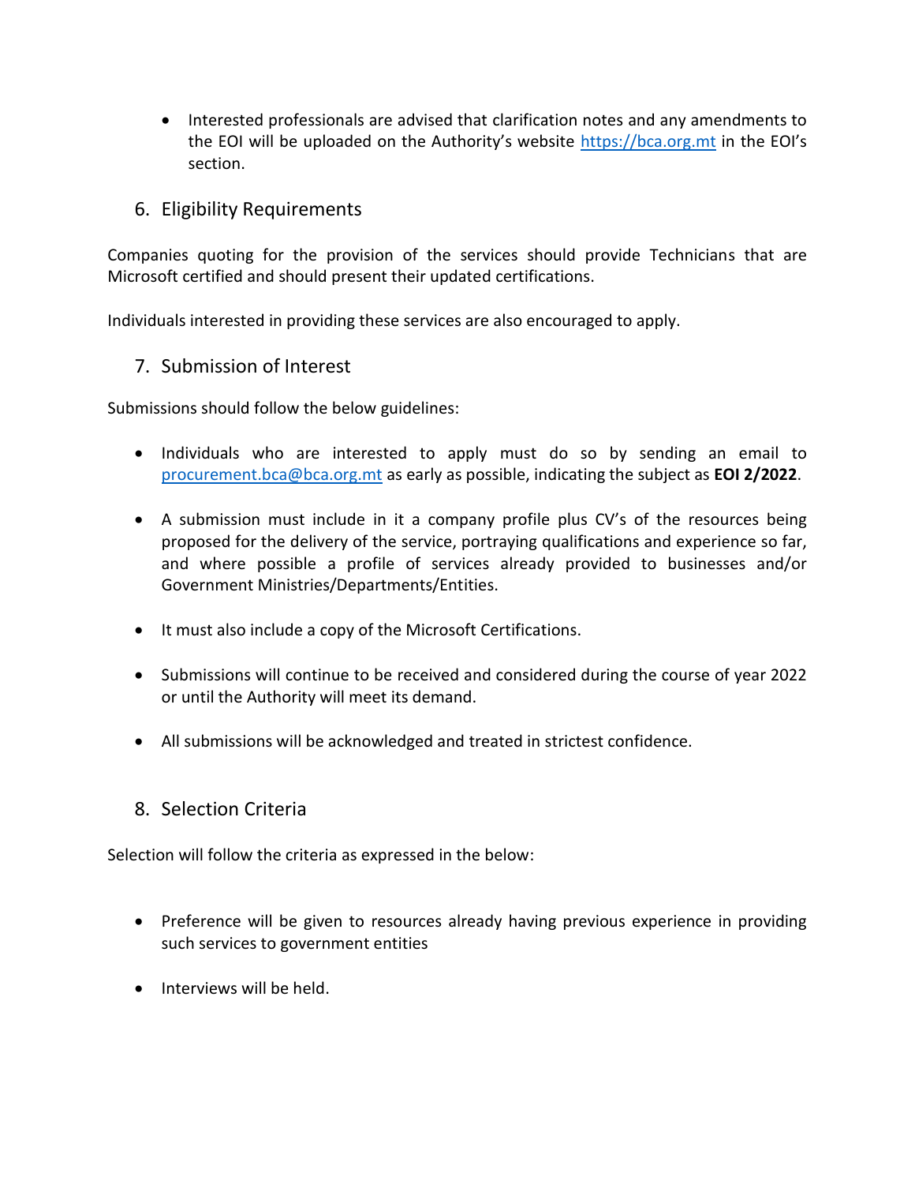- Interested professionals are advised that clarification notes and any amendments to the EOI will be uploaded on the Authority's website https://bca.org.mt in the EOI's section.

## 6. Eligibility Requirements

Companies quoting for the provision of the services should provide Technicians that are Microsoft certified and should present their updated certifications.

Individuals interested in providing these services are also encouraged to apply.

## 7. Submission of Interest

Submissions should follow the below guidelines:

- Individuals who are interested to apply must do so by sending an email to procurement.bca@bca.org.mt as early as possible, indicating the subject as **EOI 2/2022**.
- A submission must include in it a company profile plus CV's of the resources being proposed for the delivery of the service, portraying qualifications and experience so far, and where possible a profile of services already provided to businesses and/or Government Ministries/Departments/Entities.
- It must also include a copy of the Microsoft Certifications.
- Submissions will continue to be received and considered during the course of year 2022 or until the Authority will meet its demand.
- All submissions will be acknowledged and treated in strictest confidence.

## 8. Selection Criteria

Selection will follow the criteria as expressed in the below:

- Preference will be given to resources already having previous experience in providing such services to government entities
- Interviews will be held.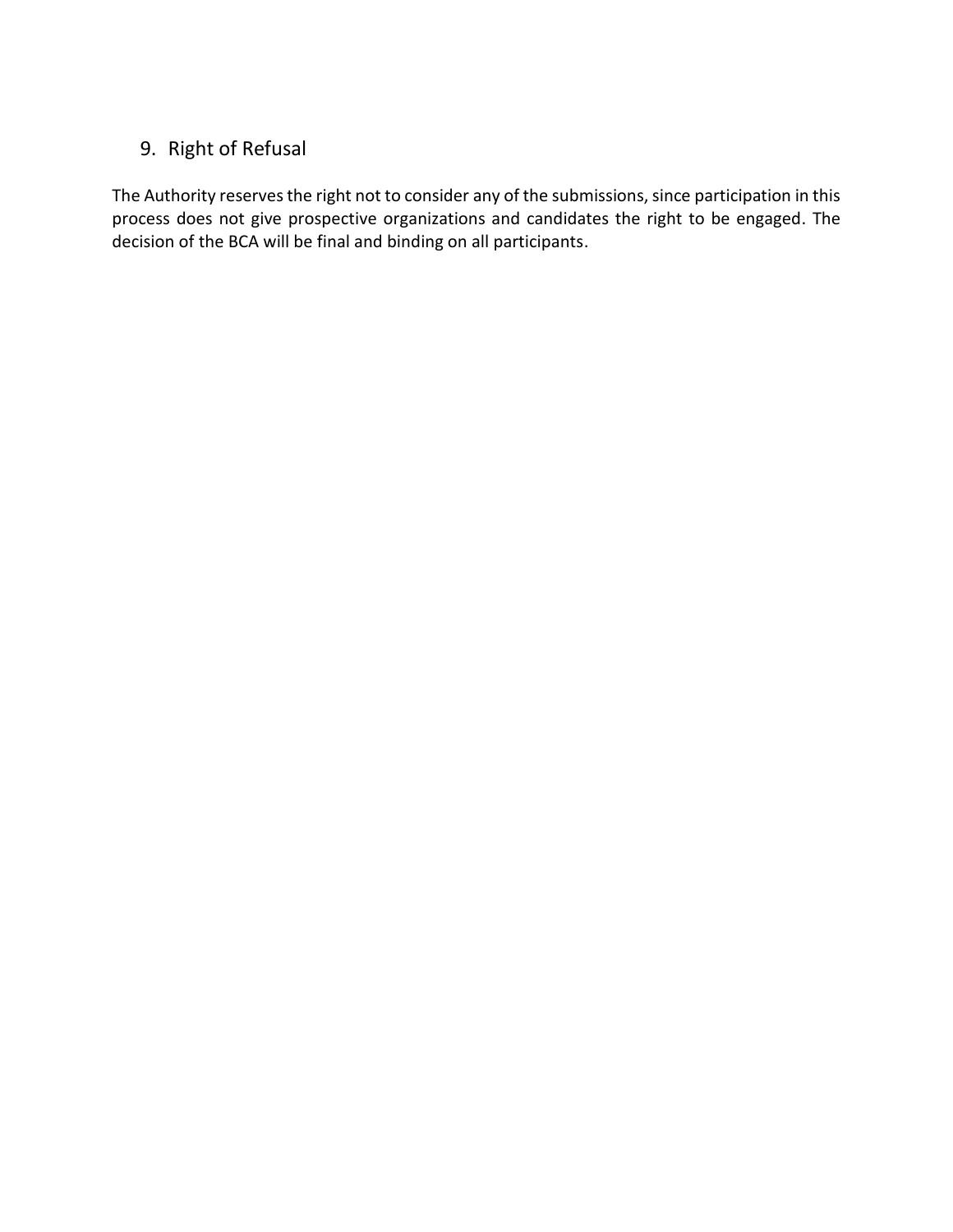## 9. Right of Refusal

The Authority reserves the right not to consider any of the submissions, since participation in this process does not give prospective organizations and candidates the right to be engaged. The decision of the BCA will be final and binding on all participants.